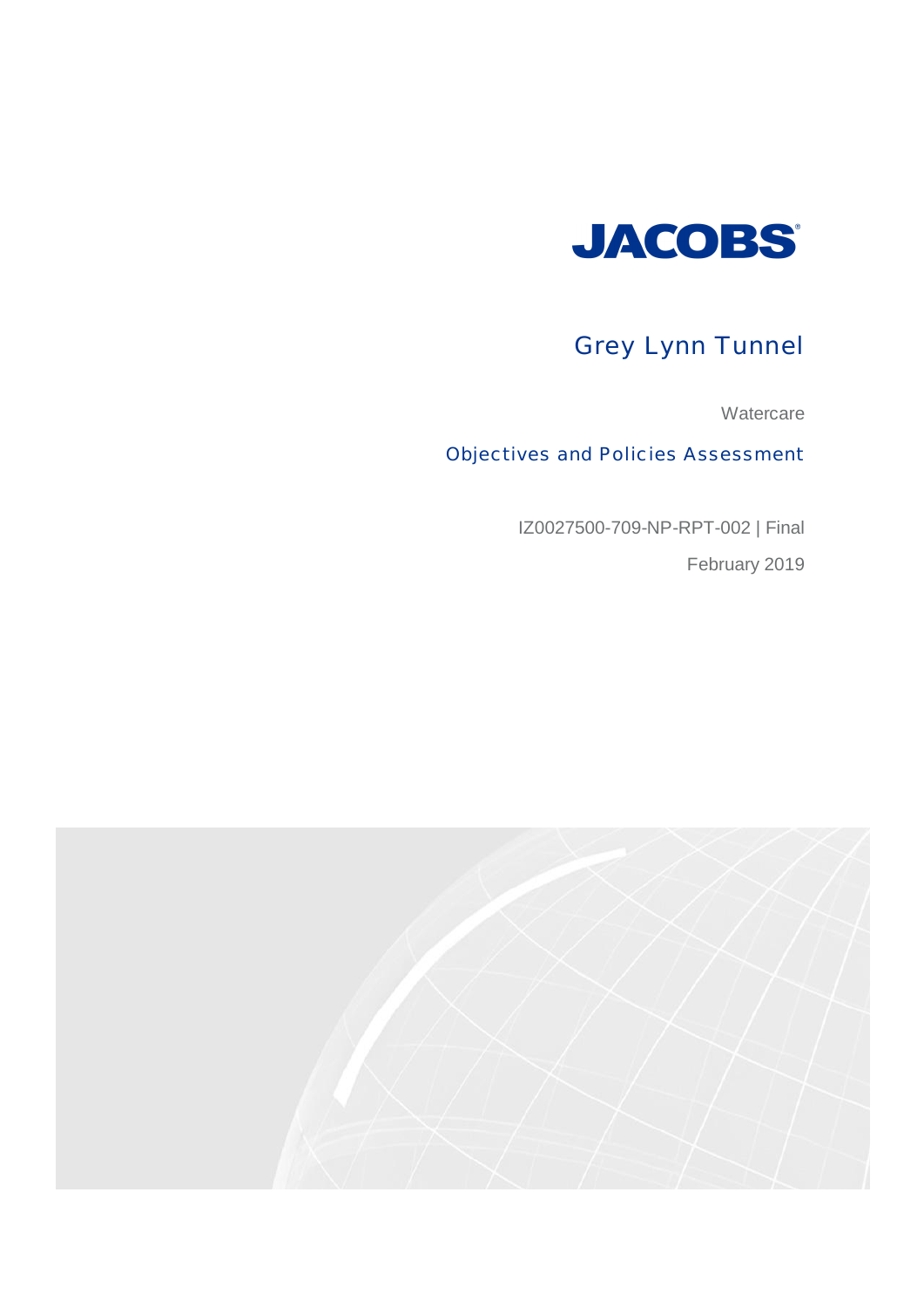JACOBS

# Grey Lynn Tunnel

Watercare

## Objectives and Policies Assessment

IZ0027500-709-NP-RPT-002 | Final

February 2019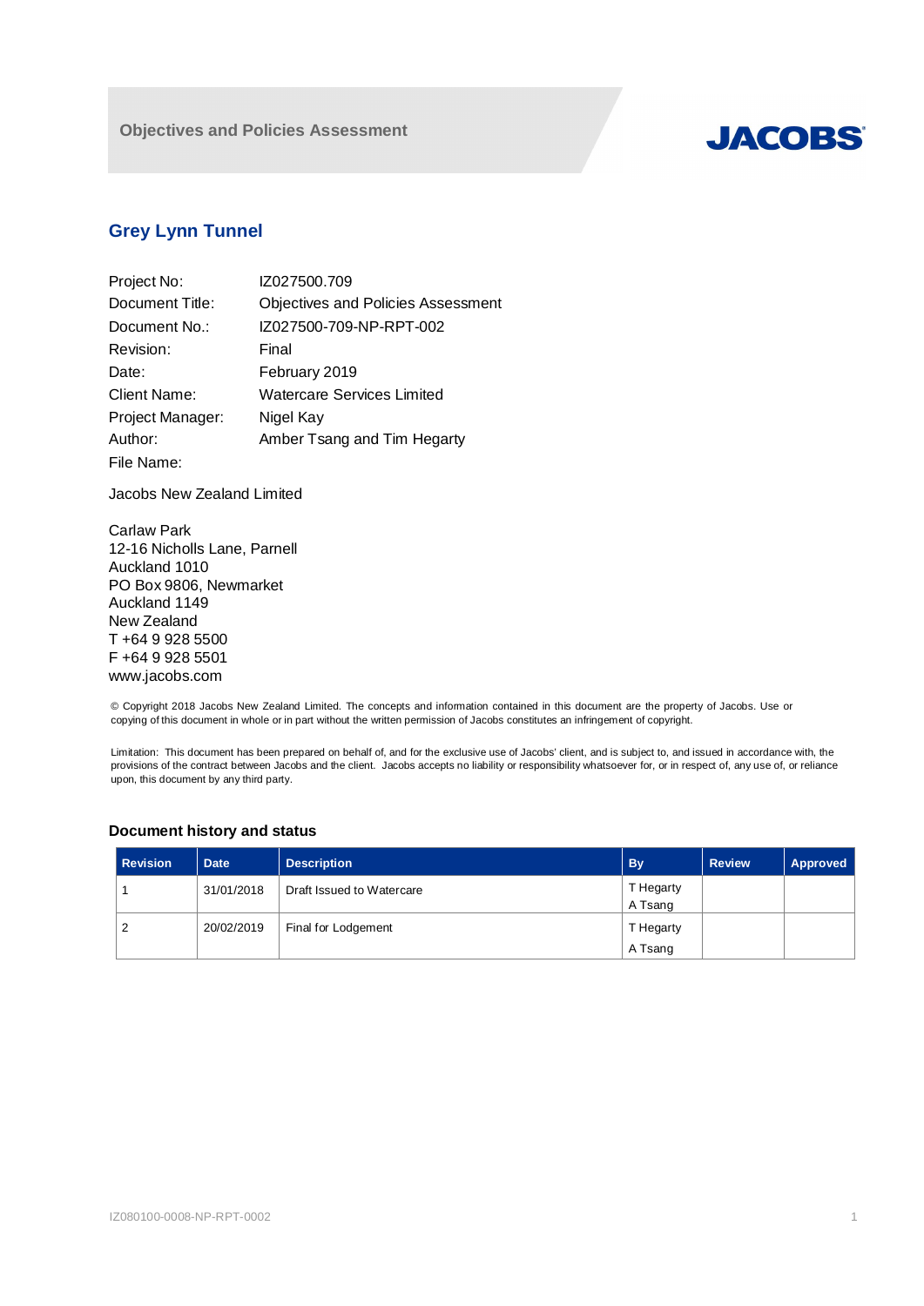**Objectives and Policies Assessment**

**JACOBS**

## Grey Lynn Tunnel

| | |
|---|---|
| Project No: | IZ027500.709 |
| Document Title: | Objectives and Policies Assessment |
| Document No.: | IZ027500-709-NP-RPT-002 |
| Revision: | Final |
| Date: | February 2019 |
| Client Name: | Watercare Services Limited |
| Project Manager: | Nigel Kay |
| Author: | Amber Tsang and Tim Hegarty |
| File Name: | |

Jacobs New Zealand Limited

Carlaw Park
12-16 Nicholls Lane, Parnell
Auckland 1010
PO Box 9806, Newmarket
Auckland 1149
New Zealand
T +64 9 928 5500
F +64 9 928 5501
www.jacobs.com

© Copyright 2018 Jacobs New Zealand Limited. The concepts and information contained in this document are the property of Jacobs. Use or copying of this document in whole or in part without the written permission of Jacobs constitutes an infringement of copyright.

Limitation: This document has been prepared on behalf of, and for the exclusive use of Jacobs' client, and is subject to, and issued in accordance with, the provisions of the contract between Jacobs and the client. Jacobs accepts no liability or responsibility whatsoever for, or in respect of, any use of, or reliance upon, this document by any third party.

### Document history and status

| Revision | Date | Description | By | Review | Approved |
|---|---|---|---|---|---|
| 1 | 31/01/2018 | Draft Issued to Watercare | T Hegarty<br>A Tsang | | |
| 2 | 20/02/2019 | Final for Lodgement | T Hegarty<br>A Tsang | | |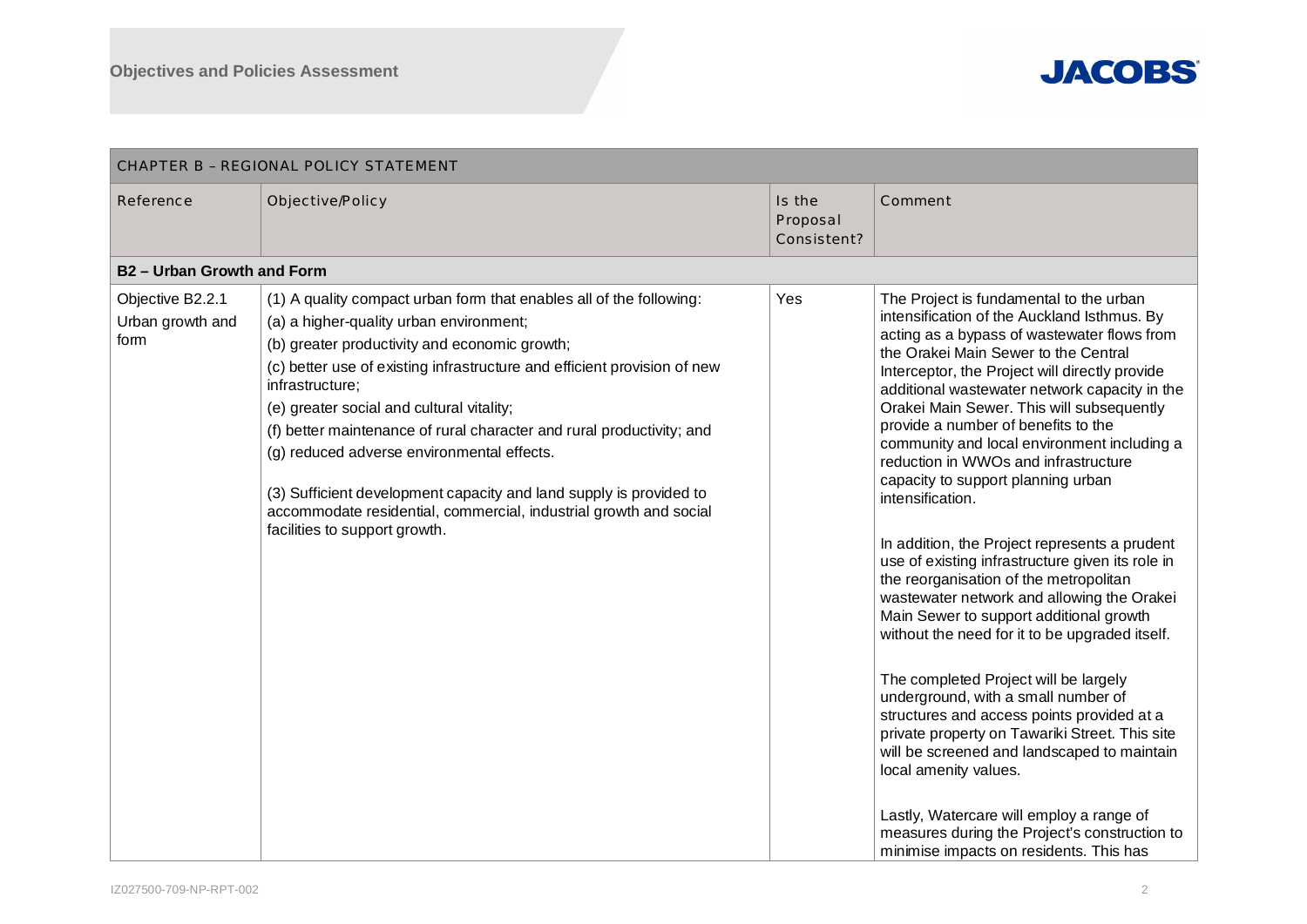| CHAPTER B – REGIONAL POLICY STATEMENT | | | |
|---|---|---|---|
| Reference | Objective/Policy | Is the Proposal Consistent? | Comment |
| **B2 – Urban Growth and Form** | | | |
| Objective B2.2.1 Urban growth and form | (1) A quality compact urban form that enables all of the following:<br>(a) a higher-quality urban environment;<br>(b) greater productivity and economic growth;<br>(c) better use of existing infrastructure and efficient provision of new infrastructure;<br>(e) greater social and cultural vitality;<br>(f) better maintenance of rural character and rural productivity; and<br>(g) reduced adverse environmental effects.<br><br>(3) Sufficient development capacity and land supply is provided to accommodate residential, commercial, industrial growth and social facilities to support growth. | Yes | The Project is fundamental to the urban intensification of the Auckland Isthmus. By acting as a bypass of wastewater flows from the Orakei Main Sewer to the Central Interceptor, the Project will directly provide additional wastewater network capacity in the Orakei Main Sewer. This will subsequently provide a number of benefits to the community and local environment including a reduction in WWOs and infrastructure capacity to support planning urban intensification.<br><br>In addition, the Project represents a prudent use of existing infrastructure given its role in the reorganisation of the metropolitan wastewater network and allowing the Orakei Main Sewer to support additional growth without the need for it to be upgraded itself.<br><br>The completed Project will be largely underground, with a small number of structures and access points provided at a private property on Tawariki Street. This site will be screened and landscaped to maintain local amenity values.<br><br>Lastly, Watercare will employ a range of measures during the Project's construction to minimise impacts on residents. This has |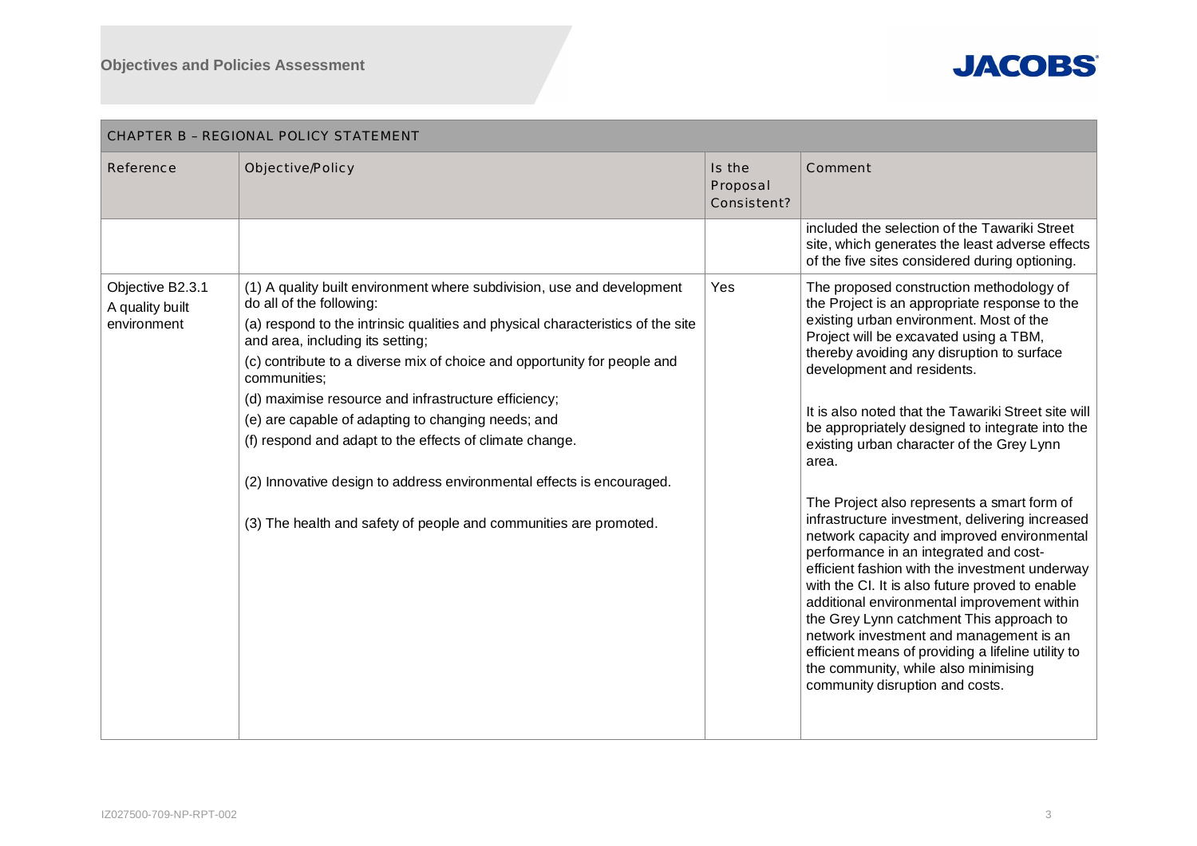| CHAPTER B – REGIONAL POLICY STATEMENT | | | |
|---|---|---|---|
| Reference | Objective/Policy | Is the Proposal Consistent? | Comment |
| | | | included the selection of the Tawariki Street site, which generates the least adverse effects of the five sites considered during optioning. |
| Objective B2.3.1 A quality built environment | (1) A quality built environment where subdivision, use and development do all of the following:<br>(a) respond to the intrinsic qualities and physical characteristics of the site and area, including its setting;<br>(c) contribute to a diverse mix of choice and opportunity for people and communities;<br>(d) maximise resource and infrastructure efficiency;<br>(e) are capable of adapting to changing needs; and<br>(f) respond and adapt to the effects of climate change.<br><br>(2) Innovative design to address environmental effects is encouraged.<br><br>(3) The health and safety of people and communities are promoted. | Yes | The proposed construction methodology of the Project is an appropriate response to the existing urban environment. Most of the Project will be excavated using a TBM, thereby avoiding any disruption to surface development and residents.<br><br>It is also noted that the Tawariki Street site will be appropriately designed to integrate into the existing urban character of the Grey Lynn area.<br><br>The Project also represents a smart form of infrastructure investment, delivering increased network capacity and improved environmental performance in an integrated and cost-efficient fashion with the investment underway with the CI. It is also future proved to enable additional environmental improvement within the Grey Lynn catchment This approach to network investment and management is an efficient means of providing a lifeline utility to the community, while also minimising community disruption and costs. |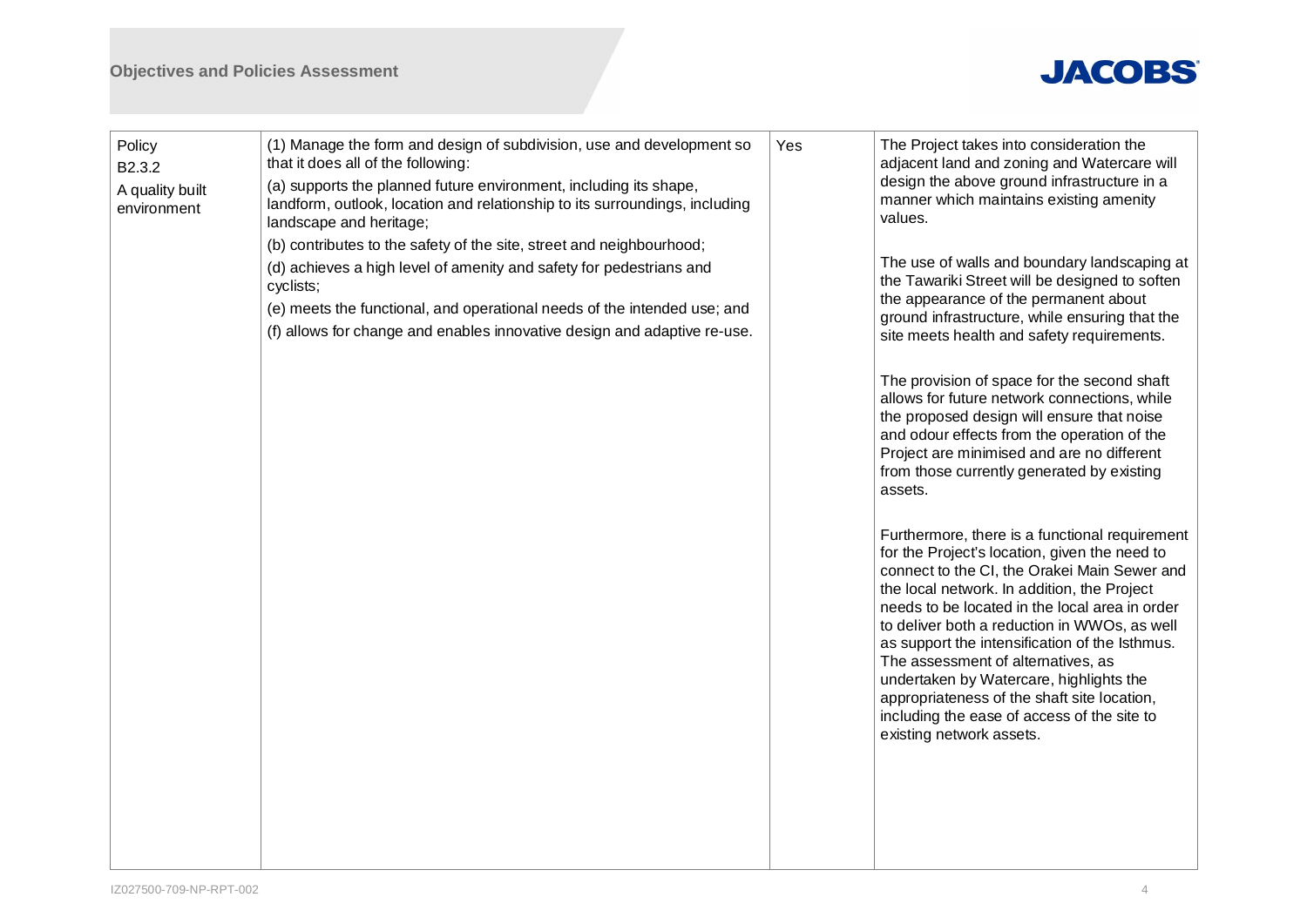| Policy B2.3.2 A quality built environment | (1) Manage the form and design of subdivision, use and development so that it does all of the following:<br>(a) supports the planned future environment, including its shape, landform, outlook, location and relationship to its surroundings, including landscape and heritage;<br>(b) contributes to the safety of the site, street and neighbourhood;<br>(d) achieves a high level of amenity and safety for pedestrians and cyclists;<br>(e) meets the functional, and operational needs of the intended use; and<br>(f) allows for change and enables innovative design and adaptive re-use. | Yes | The Project takes into consideration the adjacent land and zoning and Watercare will design the above ground infrastructure in a manner which maintains existing amenity values.<br><br>The use of walls and boundary landscaping at the Tawariki Street will be designed to soften the appearance of the permanent about ground infrastructure, while ensuring that the site meets health and safety requirements.<br><br>The provision of space for the second shaft allows for future network connections, while the proposed design will ensure that noise and odour effects from the operation of the Project are minimised and are no different from those currently generated by existing assets.<br><br>Furthermore, there is a functional requirement for the Project's location, given the need to connect to the CI, the Orakei Main Sewer and the local network. In addition, the Project needs to be located in the local area in order to deliver both a reduction in WWOs, as well as support the intensification of the Isthmus. The assessment of alternatives, as undertaken by Watercare, highlights the appropriateness of the shaft site location, including the ease of access of the site to existing network assets. |
|---|---|---|---|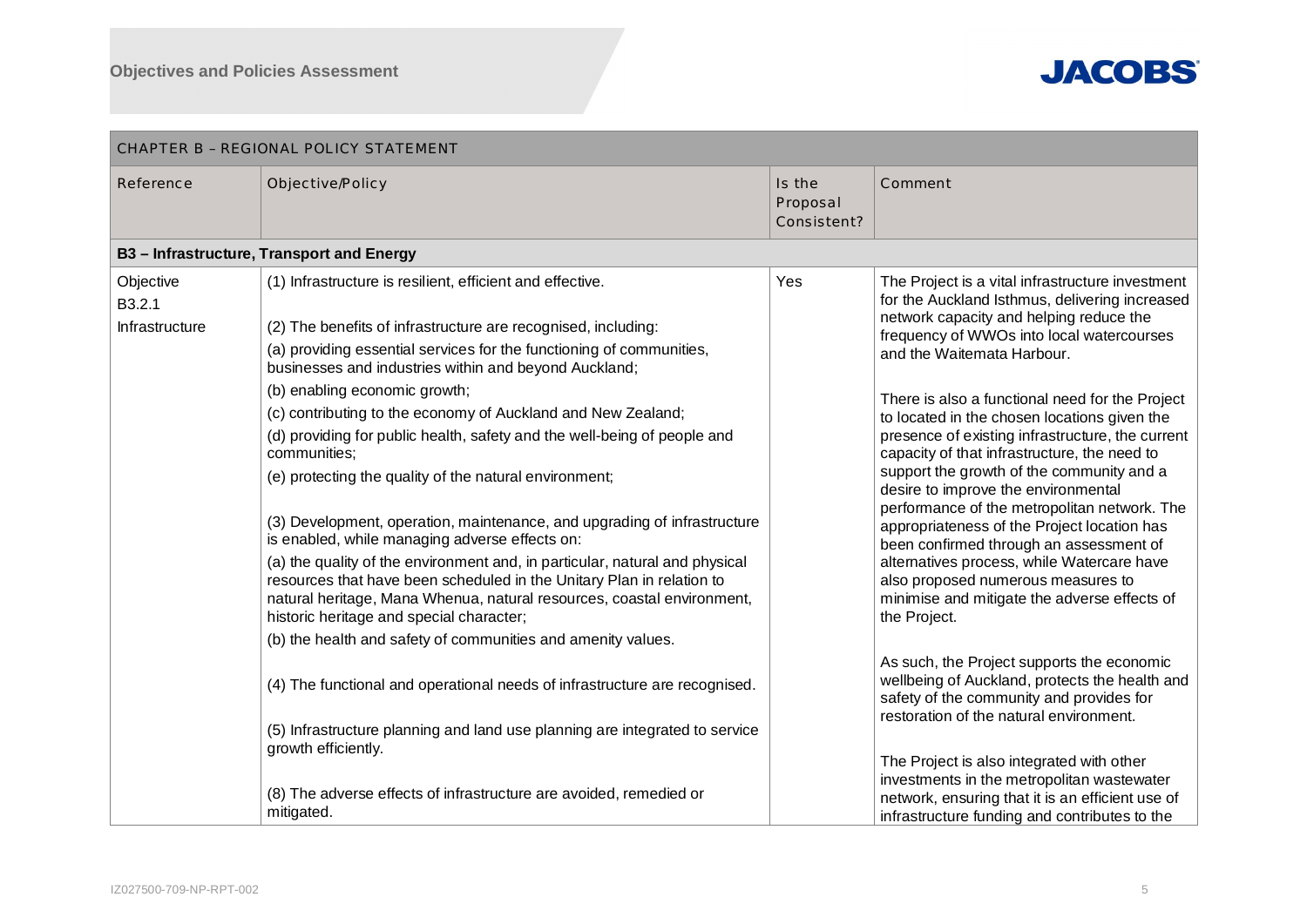| CHAPTER B – REGIONAL POLICY STATEMENT | | | |
|---|---|---|---|
| Reference | Objective/Policy | Is the Proposal Consistent? | Comment |
| **B3 – Infrastructure, Transport and Energy** | | | |
| Objective B3.2.1 Infrastructure | (1) Infrastructure is resilient, efficient and effective.<br><br>(2) The benefits of infrastructure are recognised, including:<br>(a) providing essential services for the functioning of communities, businesses and industries within and beyond Auckland;<br>(b) enabling economic growth;<br>(c) contributing to the economy of Auckland and New Zealand;<br>(d) providing for public health, safety and the well-being of people and communities;<br>(e) protecting the quality of the natural environment;<br><br>(3) Development, operation, maintenance, and upgrading of infrastructure is enabled, while managing adverse effects on:<br>(a) the quality of the environment and, in particular, natural and physical resources that have been scheduled in the Unitary Plan in relation to natural heritage, Mana Whenua, natural resources, coastal environment, historic heritage and special character;<br>(b) the health and safety of communities and amenity values.<br><br>(4) The functional and operational needs of infrastructure are recognised.<br><br>(5) Infrastructure planning and land use planning are integrated to service growth efficiently.<br><br>(8) The adverse effects of infrastructure are avoided, remedied or mitigated. | Yes | The Project is a vital infrastructure investment for the Auckland Isthmus, delivering increased network capacity and helping reduce the frequency of WWOs into local watercourses and the Waitemata Harbour.<br><br>There is also a functional need for the Project to located in the chosen locations given the presence of existing infrastructure, the current capacity of that infrastructure, the need to support the growth of the community and a desire to improve the environmental performance of the metropolitan network. The appropriateness of the Project location has been confirmed through an assessment of alternatives process, while Watercare have also proposed numerous measures to minimise and mitigate the adverse effects of the Project.<br><br>As such, the Project supports the economic wellbeing of Auckland, protects the health and safety of the community and provides for restoration of the natural environment.<br><br>The Project is also integrated with other investments in the metropolitan wastewater network, ensuring that it is an efficient use of infrastructure funding and contributes to the |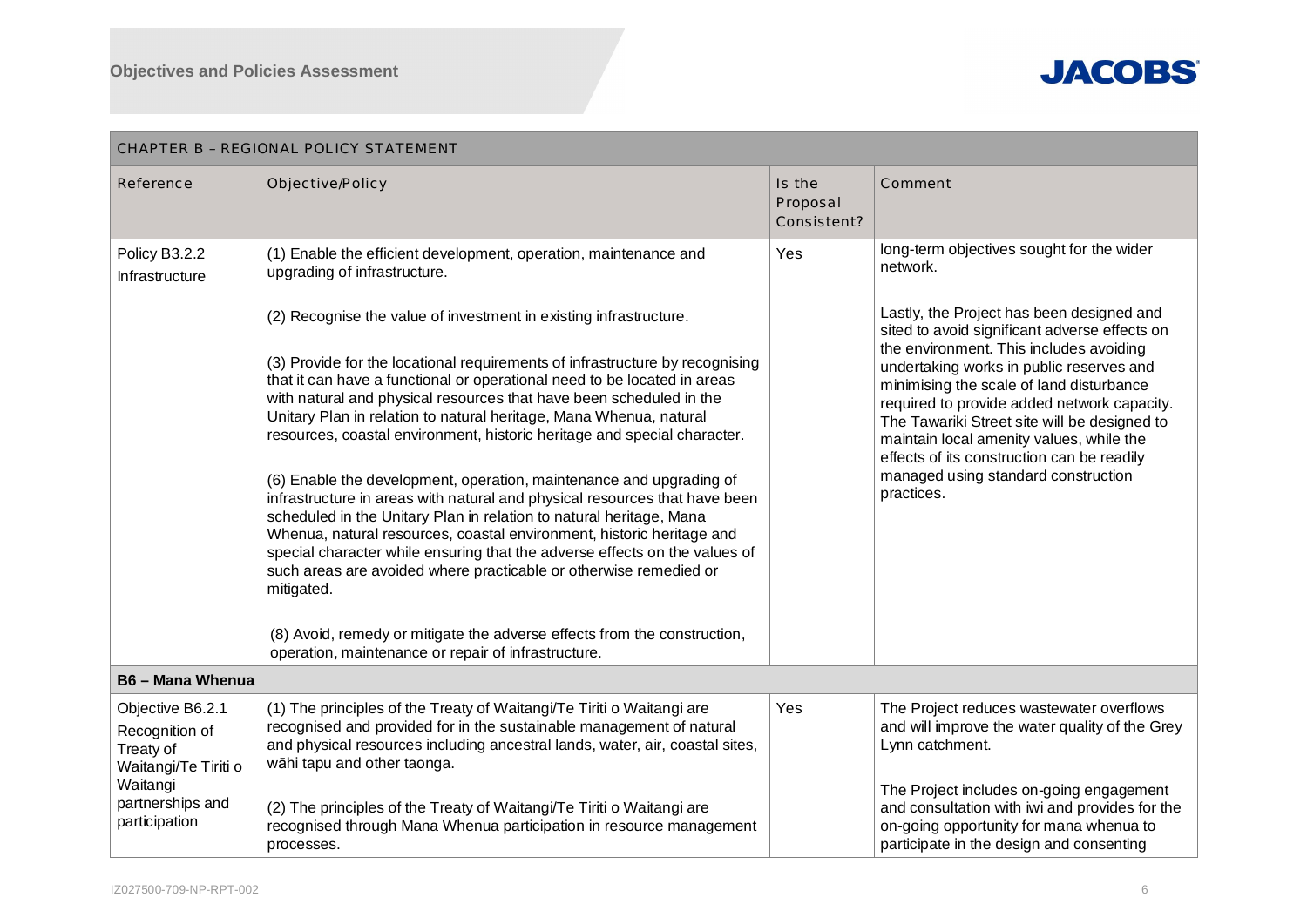| CHAPTER B – REGIONAL POLICY STATEMENT | | | |
|---|---|---|---|
| Reference | Objective/Policy | Is the Proposal Consistent? | Comment |
| Policy B3.2.2 Infrastructure | (1) Enable the efficient development, operation, maintenance and upgrading of infrastructure.<br><br>(2) Recognise the value of investment in existing infrastructure.<br><br>(3) Provide for the locational requirements of infrastructure by recognising that it can have a functional or operational need to be located in areas with natural and physical resources that have been scheduled in the Unitary Plan in relation to natural heritage, Mana Whenua, natural resources, coastal environment, historic heritage and special character.<br><br>(6) Enable the development, operation, maintenance and upgrading of infrastructure in areas with natural and physical resources that have been scheduled in the Unitary Plan in relation to natural heritage, Mana Whenua, natural resources, coastal environment, historic heritage and special character while ensuring that the adverse effects on the values of such areas are avoided where practicable or otherwise remedied or mitigated.<br><br>(8) Avoid, remedy or mitigate the adverse effects from the construction, operation, maintenance or repair of infrastructure. | Yes | long-term objectives sought for the wider network.<br><br>Lastly, the Project has been designed and sited to avoid significant adverse effects on the environment. This includes avoiding undertaking works in public reserves and minimising the scale of land disturbance required to provide added network capacity. The Tawariki Street site will be designed to maintain local amenity values, while the effects of its construction can be readily managed using standard construction practices. |
| **B6 – Mana Whenua** | | | |
| Objective B6.2.1 Recognition of Treaty of Waitangi/Te Tiriti o Waitangi partnerships and participation | (1) The principles of the Treaty of Waitangi/Te Tiriti o Waitangi are recognised and provided for in the sustainable management of natural and physical resources including ancestral lands, water, air, coastal sites, wāhi tapu and other taonga.<br><br>(2) The principles of the Treaty of Waitangi/Te Tiriti o Waitangi are recognised through Mana Whenua participation in resource management processes. | Yes | The Project reduces wastewater overflows and will improve the water quality of the Grey Lynn catchment.<br><br>The Project includes on-going engagement and consultation with iwi and provides for the on-going opportunity for mana whenua to participate in the design and consenting |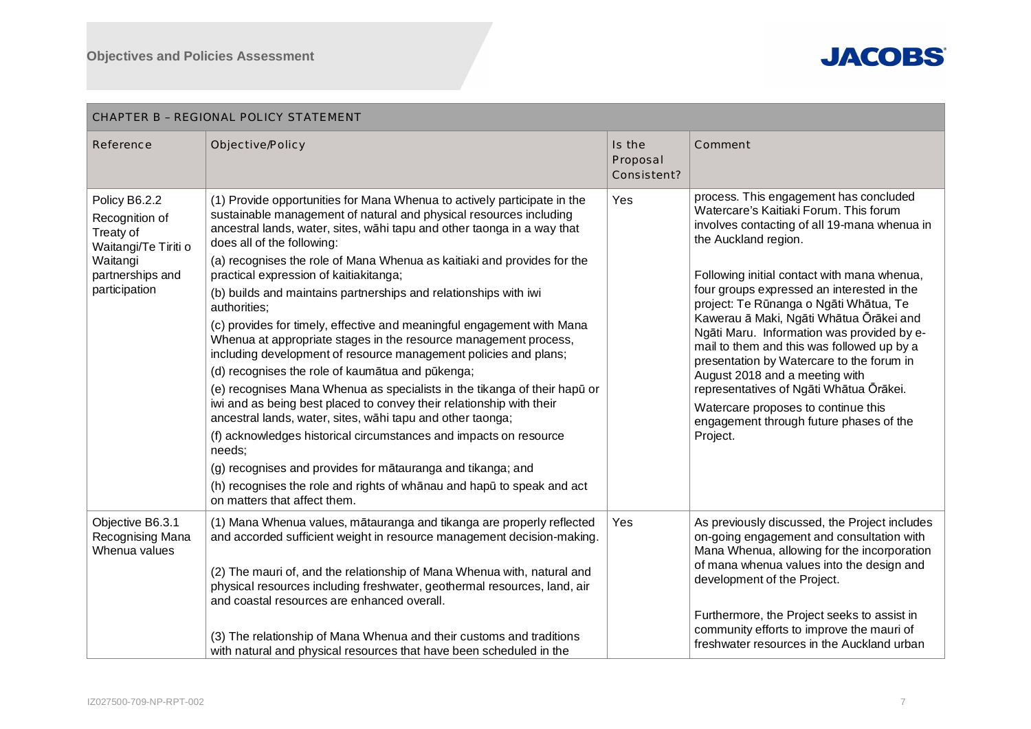| CHAPTER B – REGIONAL POLICY STATEMENT | | | |
|---|---|---|---|
| Reference | Objective/Policy | Is the Proposal Consistent? | Comment |
| Policy B6.2.2 Recognition of Treaty of Waitangi/Te Tiriti o Waitangi partnerships and participation | (1) Provide opportunities for Mana Whenua to actively participate in the sustainable management of natural and physical resources including ancestral lands, water, sites, wāhi tapu and other taonga in a way that does all of the following:<br>(a) recognises the role of Mana Whenua as kaitiaki and provides for the practical expression of kaitiakitanga;<br>(b) builds and maintains partnerships and relationships with iwi authorities;<br>(c) provides for timely, effective and meaningful engagement with Mana Whenua at appropriate stages in the resource management process, including development of resource management policies and plans;<br>(d) recognises the role of kaumātua and pūkenga;<br>(e) recognises Mana Whenua as specialists in the tikanga of their hapū or iwi and as being best placed to convey their relationship with their ancestral lands, water, sites, wāhi tapu and other taonga;<br>(f) acknowledges historical circumstances and impacts on resource needs;<br>(g) recognises and provides for mātauranga and tikanga; and<br>(h) recognises the role and rights of whānau and hapū to speak and act on matters that affect them. | Yes | process. This engagement has concluded Watercare's Kaitiaki Forum. This forum involves contacting of all 19-mana whenua in the Auckland region.<br><br>Following initial contact with mana whenua, four groups expressed an interested in the project: Te Rūnanga o Ngāti Whātua, Te Kawerau ā Maki, Ngāti Whātua Ōrākei and Ngāti Maru. Information was provided by e-mail to them and this was followed up by a presentation by Watercare to the forum in August 2018 and a meeting with representatives of Ngāti Whātua Ōrākei.<br>Watercare proposes to continue this engagement through future phases of the Project. |
| Objective B6.3.1 Recognising Mana Whenua values | (1) Mana Whenua values, mātauranga and tikanga are properly reflected and accorded sufficient weight in resource management decision-making.<br><br>(2) The mauri of, and the relationship of Mana Whenua with, natural and physical resources including freshwater, geothermal resources, land, air and coastal resources are enhanced overall.<br><br>(3) The relationship of Mana Whenua and their customs and traditions with natural and physical resources that have been scheduled in the | Yes | As previously discussed, the Project includes on-going engagement and consultation with Mana Whenua, allowing for the incorporation of mana whenua values into the design and development of the Project.<br><br>Furthermore, the Project seeks to assist in community efforts to improve the mauri of freshwater resources in the Auckland urban |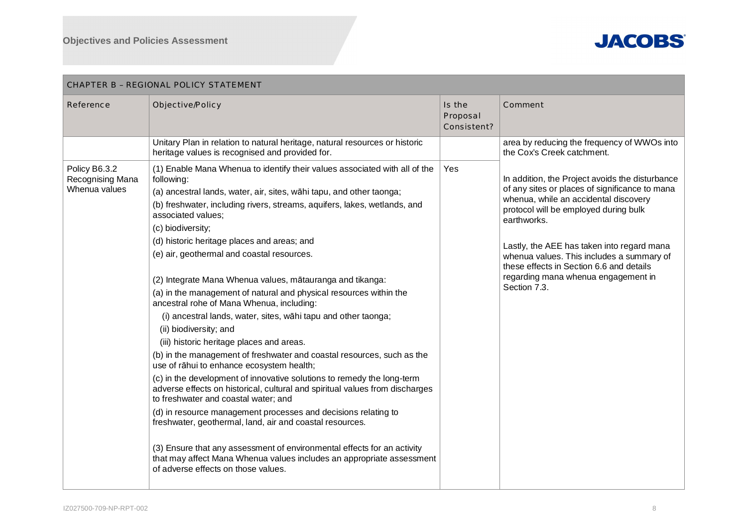| CHAPTER B – REGIONAL POLICY STATEMENT | | | |
|---|---|---|---|
| Reference | Objective/Policy | Is the Proposal Consistent? | Comment |
| | Unitary Plan in relation to natural heritage, natural resources or historic heritage values is recognised and provided for. | | area by reducing the frequency of WWOs into the Cox's Creek catchment. |
| Policy B6.3.2 Recognising Mana Whenua values | (1) Enable Mana Whenua to identify their values associated with all of the following:<br>(a) ancestral lands, water, air, sites, wāhi tapu, and other taonga;<br>(b) freshwater, including rivers, streams, aquifers, lakes, wetlands, and associated values;<br>(c) biodiversity;<br>(d) historic heritage places and areas; and<br>(e) air, geothermal and coastal resources.<br><br>(2) Integrate Mana Whenua values, mātauranga and tikanga:<br>(a) in the management of natural and physical resources within the ancestral rohe of Mana Whenua, including:<br>(i) ancestral lands, water, sites, wāhi tapu and other taonga;<br>(ii) biodiversity; and<br>(iii) historic heritage places and areas.<br>(b) in the management of freshwater and coastal resources, such as the use of rāhui to enhance ecosystem health;<br>(c) in the development of innovative solutions to remedy the long-term adverse effects on historical, cultural and spiritual values from discharges to freshwater and coastal water; and<br>(d) in resource management processes and decisions relating to freshwater, geothermal, land, air and coastal resources.<br><br>(3) Ensure that any assessment of environmental effects for an activity that may affect Mana Whenua values includes an appropriate assessment of adverse effects on those values. | Yes | In addition, the Project avoids the disturbance of any sites or places of significance to mana whenua, while an accidental discovery protocol will be employed during bulk earthworks.<br><br>Lastly, the AEE has taken into regard mana whenua values. This includes a summary of these effects in Section 6.6 and details regarding mana whenua engagement in Section 7.3. |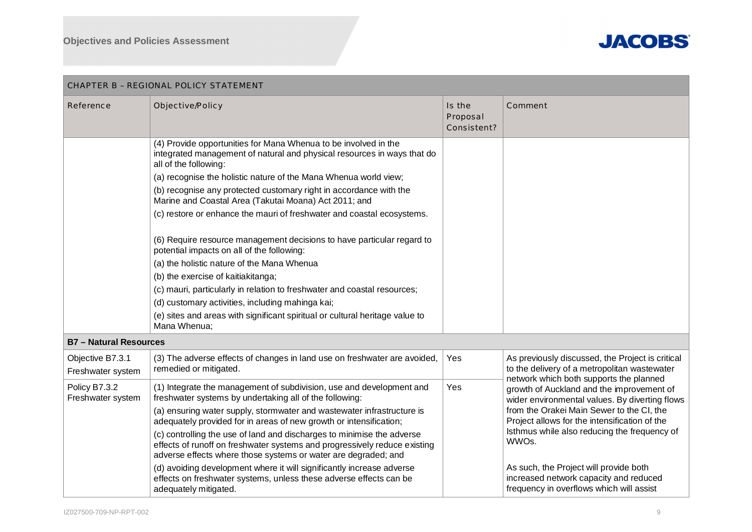| CHAPTER B – REGIONAL POLICY STATEMENT | | | |
|---|---|---|---|
| Reference | Objective/Policy | Is the Proposal Consistent? | Comment |
| | (4) Provide opportunities for Mana Whenua to be involved in the integrated management of natural and physical resources in ways that do all of the following:<br>(a) recognise the holistic nature of the Mana Whenua world view;<br>(b) recognise any protected customary right in accordance with the Marine and Coastal Area (Takutai Moana) Act 2011; and<br>(c) restore or enhance the mauri of freshwater and coastal ecosystems.<br><br>(6) Require resource management decisions to have particular regard to potential impacts on all of the following:<br>(a) the holistic nature of the Mana Whenua<br>(b) the exercise of kaitiakitanga;<br>(c) mauri, particularly in relation to freshwater and coastal resources;<br>(d) customary activities, including mahinga kai;<br>(e) sites and areas with significant spiritual or cultural heritage value to Mana Whenua; | | |
| **B7 – Natural Resources** | | | |
| Objective B7.3.1 Freshwater system | (3) The adverse effects of changes in land use on freshwater are avoided, remedied or mitigated. | Yes | As previously discussed, the Project is critical to the delivery of a metropolitan wastewater network which both supports the planned growth of Auckland and the improvement of wider environmental values. By diverting flows from the Orakei Main Sewer to the CI, the Project allows for the intensification of the Isthmus while also reducing the frequency of WWOs.<br><br>As such, the Project will provide both increased network capacity and reduced frequency in overflows which will assist |
| Policy B7.3.2 Freshwater system | (1) Integrate the management of subdivision, use and development and freshwater systems by undertaking all of the following:<br>(a) ensuring water supply, stormwater and wastewater infrastructure is adequately provided for in areas of new growth or intensification;<br>(c) controlling the use of land and discharges to minimise the adverse effects of runoff on freshwater systems and progressively reduce existing adverse effects where those systems or water are degraded; and<br>(d) avoiding development where it will significantly increase adverse effects on freshwater systems, unless these adverse effects can be adequately mitigated. | Yes | |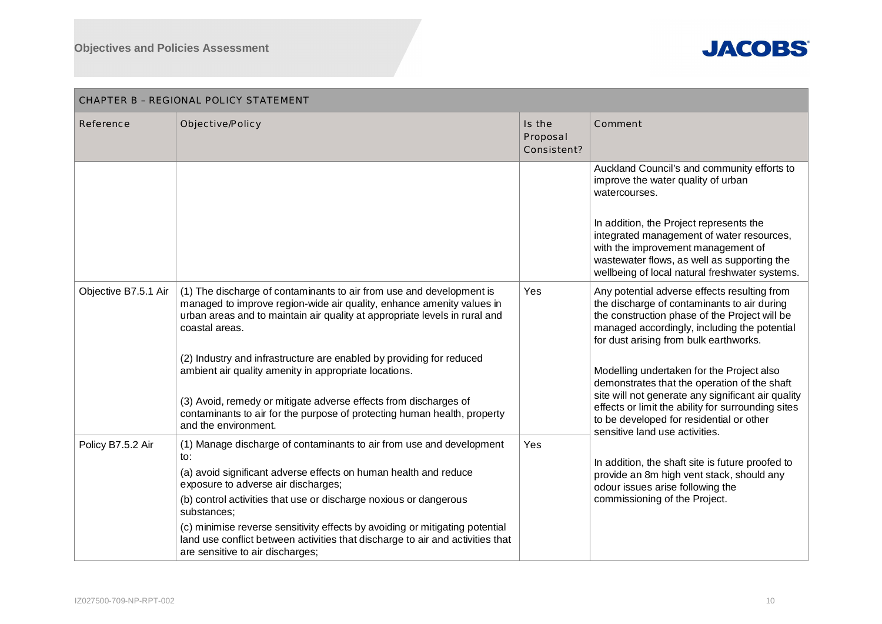| CHAPTER B – REGIONAL POLICY STATEMENT | | | |
|---|---|---|---|
| Reference | Objective/Policy | Is the Proposal Consistent? | Comment |
| | | | Auckland Council's and community efforts to improve the water quality of urban watercourses.<br><br>In addition, the Project represents the integrated management of water resources, with the improvement management of wastewater flows, as well as supporting the wellbeing of local natural freshwater systems. |
| Objective B7.5.1 Air | (1) The discharge of contaminants to air from use and development is managed to improve region-wide air quality, enhance amenity values in urban areas and to maintain air quality at appropriate levels in rural and coastal areas.<br><br>(2) Industry and infrastructure are enabled by providing for reduced ambient air quality amenity in appropriate locations.<br><br>(3) Avoid, remedy or mitigate adverse effects from discharges of contaminants to air for the purpose of protecting human health, property and the environment. | Yes | Any potential adverse effects resulting from the discharge of contaminants to air during the construction phase of the Project will be managed accordingly, including the potential for dust arising from bulk earthworks.<br><br>Modelling undertaken for the Project also demonstrates that the operation of the shaft site will not generate any significant air quality effects or limit the ability for surrounding sites to be developed for residential or other sensitive land use activities.<br><br>In addition, the shaft site is future proofed to provide an 8m high vent stack, should any odour issues arise following the commissioning of the Project. |
| Policy B7.5.2 Air | (1) Manage discharge of contaminants to air from use and development to:<br>(a) avoid significant adverse effects on human health and reduce exposure to adverse air discharges;<br>(b) control activities that use or discharge noxious or dangerous substances;<br>(c) minimise reverse sensitivity effects by avoiding or mitigating potential land use conflict between activities that discharge to air and activities that are sensitive to air discharges; | Yes | |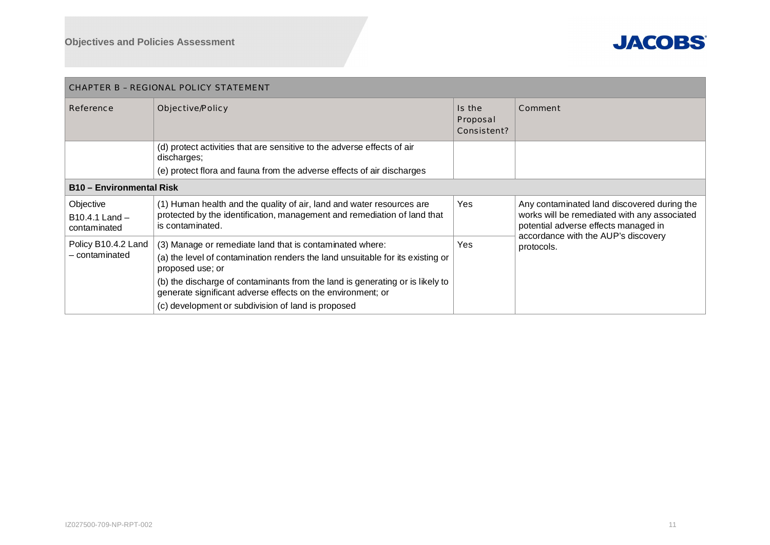| CHAPTER B – REGIONAL POLICY STATEMENT | | | |
|---|---|---|---|
| Reference | Objective/Policy | Is the Proposal Consistent? | Comment |
| | (d) protect activities that are sensitive to the adverse effects of air discharges;<br>(e) protect flora and fauna from the adverse effects of air discharges | | |
| **B10 – Environmental Risk** | | | |
| Objective B10.4.1 Land – contaminated | (1) Human health and the quality of air, land and water resources are protected by the identification, management and remediation of land that is contaminated. | Yes | Any contaminated land discovered during the works will be remediated with any associated potential adverse effects managed in accordance with the AUP's discovery protocols. |
| Policy B10.4.2 Land – contaminated | (3) Manage or remediate land that is contaminated where:<br>(a) the level of contamination renders the land unsuitable for its existing or proposed use; or<br>(b) the discharge of contaminants from the land is generating or is likely to generate significant adverse effects on the environment; or<br>(c) development or subdivision of land is proposed | Yes | |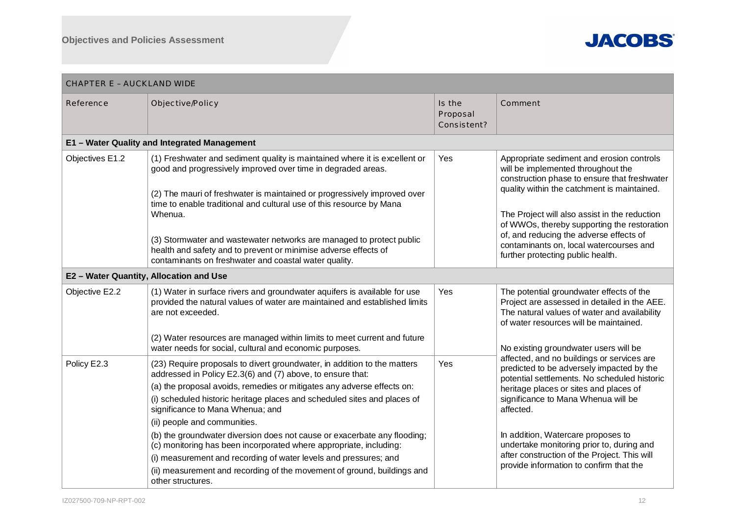| CHAPTER E – AUCKLAND WIDE | | | |
|---|---|---|---|
| Reference | Objective/Policy | Is the Proposal Consistent? | Comment |
| **E1 – Water Quality and Integrated Management** | | | |
| Objectives E1.2 | (1) Freshwater and sediment quality is maintained where it is excellent or good and progressively improved over time in degraded areas.<br><br>(2) The mauri of freshwater is maintained or progressively improved over time to enable traditional and cultural use of this resource by Mana Whenua.<br><br>(3) Stormwater and wastewater networks are managed to protect public health and safety and to prevent or minimise adverse effects of contaminants on freshwater and coastal water quality. | Yes | Appropriate sediment and erosion controls will be implemented throughout the construction phase to ensure that freshwater quality within the catchment is maintained.<br><br>The Project will also assist in the reduction of WWOs, thereby supporting the restoration of, and reducing the adverse effects of contaminants on, local watercourses and further protecting public health. |
| **E2 – Water Quantity, Allocation and Use** | | | |
| Objective E2.2 | (1) Water in surface rivers and groundwater aquifers is available for use provided the natural values of water are maintained and established limits are not exceeded.<br><br>(2) Water resources are managed within limits to meet current and future water needs for social, cultural and economic purposes. | Yes | The potential groundwater effects of the Project are assessed in detailed in the AEE. The natural values of water and availability of water resources will be maintained.<br><br>No existing groundwater users will be affected, and no buildings or services are predicted to be adversely impacted by the potential settlements. No scheduled historic heritage places or sites and places of significance to Mana Whenua will be affected.<br><br>In addition, Watercare proposes to undertake monitoring prior to, during and after construction of the Project. This will provide information to confirm that the |
| Policy E2.3 | (23) Require proposals to divert groundwater, in addition to the matters addressed in Policy E2.3(6) and (7) above, to ensure that:<br>(a) the proposal avoids, remedies or mitigates any adverse effects on:<br>(i) scheduled historic heritage places and scheduled sites and places of significance to Mana Whenua; and<br>(ii) people and communities.<br>(b) the groundwater diversion does not cause or exacerbate any flooding;<br>(c) monitoring has been incorporated where appropriate, including:<br>(i) measurement and recording of water levels and pressures; and<br>(ii) measurement and recording of the movement of ground, buildings and other structures. | Yes | |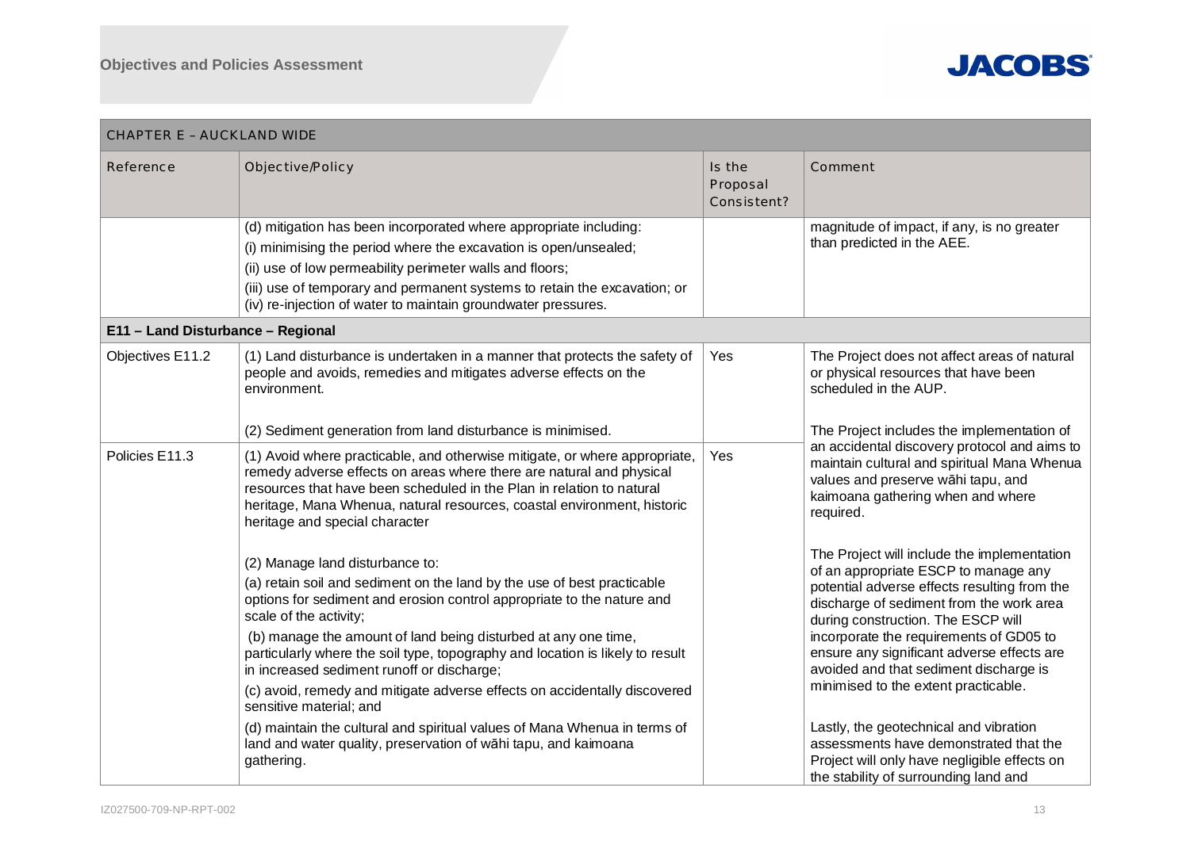| CHAPTER E – AUCKLAND WIDE | | | |
|---|---|---|---|
| **Reference** | **Objective/Policy** | **Is the Proposal Consistent?** | **Comment** |
| | (d) mitigation has been incorporated where appropriate including:<br>(i) minimising the period where the excavation is open/unsealed;<br>(ii) use of low permeability perimeter walls and floors;<br>(iii) use of temporary and permanent systems to retain the excavation; or<br>(iv) re-injection of water to maintain groundwater pressures. | | magnitude of impact, if any, is no greater than predicted in the AEE. |
| **E11 – Land Disturbance – Regional** | | | |
| Objectives E11.2 | (1) Land disturbance is undertaken in a manner that protects the safety of people and avoids, remedies and mitigates adverse effects on the environment.<br><br>(2) Sediment generation from land disturbance is minimised. | Yes | The Project does not affect areas of natural or physical resources that have been scheduled in the AUP.<br><br>The Project includes the implementation of an accidental discovery protocol and aims to maintain cultural and spiritual Mana Whenua values and preserve wāhi tapu, and kaimoana gathering when and where required.<br><br>The Project will include the implementation of an appropriate ESCP to manage any potential adverse effects resulting from the discharge of sediment from the work area during construction. The ESCP will incorporate the requirements of GD05 to ensure any significant adverse effects are avoided and that sediment discharge is minimised to the extent practicable.<br><br>Lastly, the geotechnical and vibration assessments have demonstrated that the Project will only have negligible effects on the stability of surrounding land and |
| Policies E11.3 | (1) Avoid where practicable, and otherwise mitigate, or where appropriate, remedy adverse effects on areas where there are natural and physical resources that have been scheduled in the Plan in relation to natural heritage, Mana Whenua, natural resources, coastal environment, historic heritage and special character<br><br>(2) Manage land disturbance to:<br>(a) retain soil and sediment on the land by the use of best practicable options for sediment and erosion control appropriate to the nature and scale of the activity;<br>(b) manage the amount of land being disturbed at any one time, particularly where the soil type, topography and location is likely to result in increased sediment runoff or discharge;<br>(c) avoid, remedy and mitigate adverse effects on accidentally discovered sensitive material; and<br>(d) maintain the cultural and spiritual values of Mana Whenua in terms of land and water quality, preservation of wāhi tapu, and kaimoana gathering. | Yes | |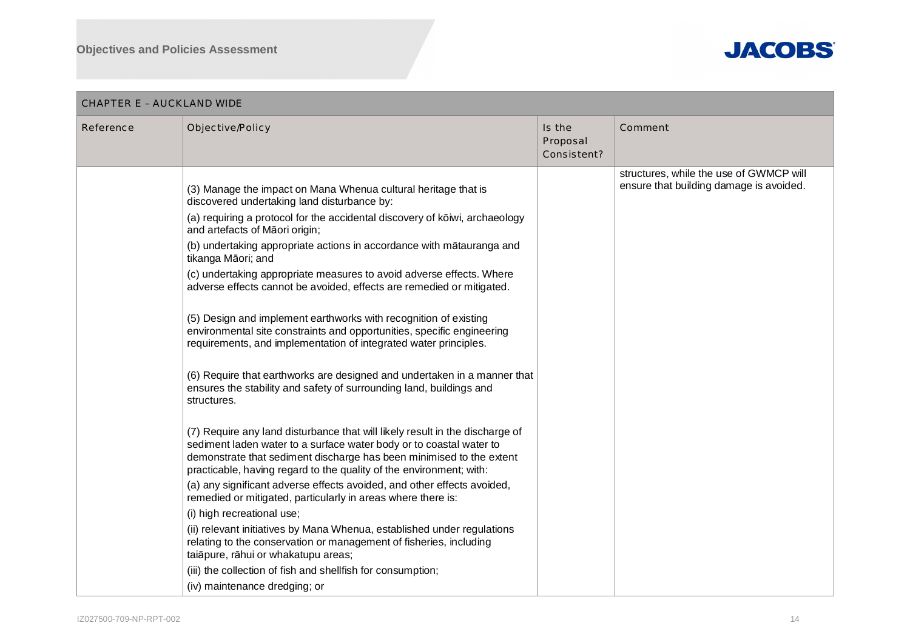| CHAPTER E – AUCKLAND WIDE | | | |
|---|---|---|---|
| Reference | Objective/Policy | Is the Proposal Consistent? | Comment |
| | (3) Manage the impact on Mana Whenua cultural heritage that is discovered undertaking land disturbance by:<br>(a) requiring a protocol for the accidental discovery of kōiwi, archaeology and artefacts of Māori origin;<br>(b) undertaking appropriate actions in accordance with mātauranga and tikanga Māori; and<br>(c) undertaking appropriate measures to avoid adverse effects. Where adverse effects cannot be avoided, effects are remedied or mitigated.<br><br>(5) Design and implement earthworks with recognition of existing environmental site constraints and opportunities, specific engineering requirements, and implementation of integrated water principles.<br><br>(6) Require that earthworks are designed and undertaken in a manner that ensures the stability and safety of surrounding land, buildings and structures.<br><br>(7) Require any land disturbance that will likely result in the discharge of sediment laden water to a surface water body or to coastal water to demonstrate that sediment discharge has been minimised to the extent practicable, having regard to the quality of the environment; with:<br>(a) any significant adverse effects avoided, and other effects avoided, remedied or mitigated, particularly in areas where there is:<br>(i) high recreational use;<br>(ii) relevant initiatives by Mana Whenua, established under regulations relating to the conservation or management of fisheries, including taiāpure, rāhui or whakatupu areas;<br>(iii) the collection of fish and shellfish for consumption;<br>(iv) maintenance dredging; or | | structures, while the use of GWMCP will ensure that building damage is avoided. |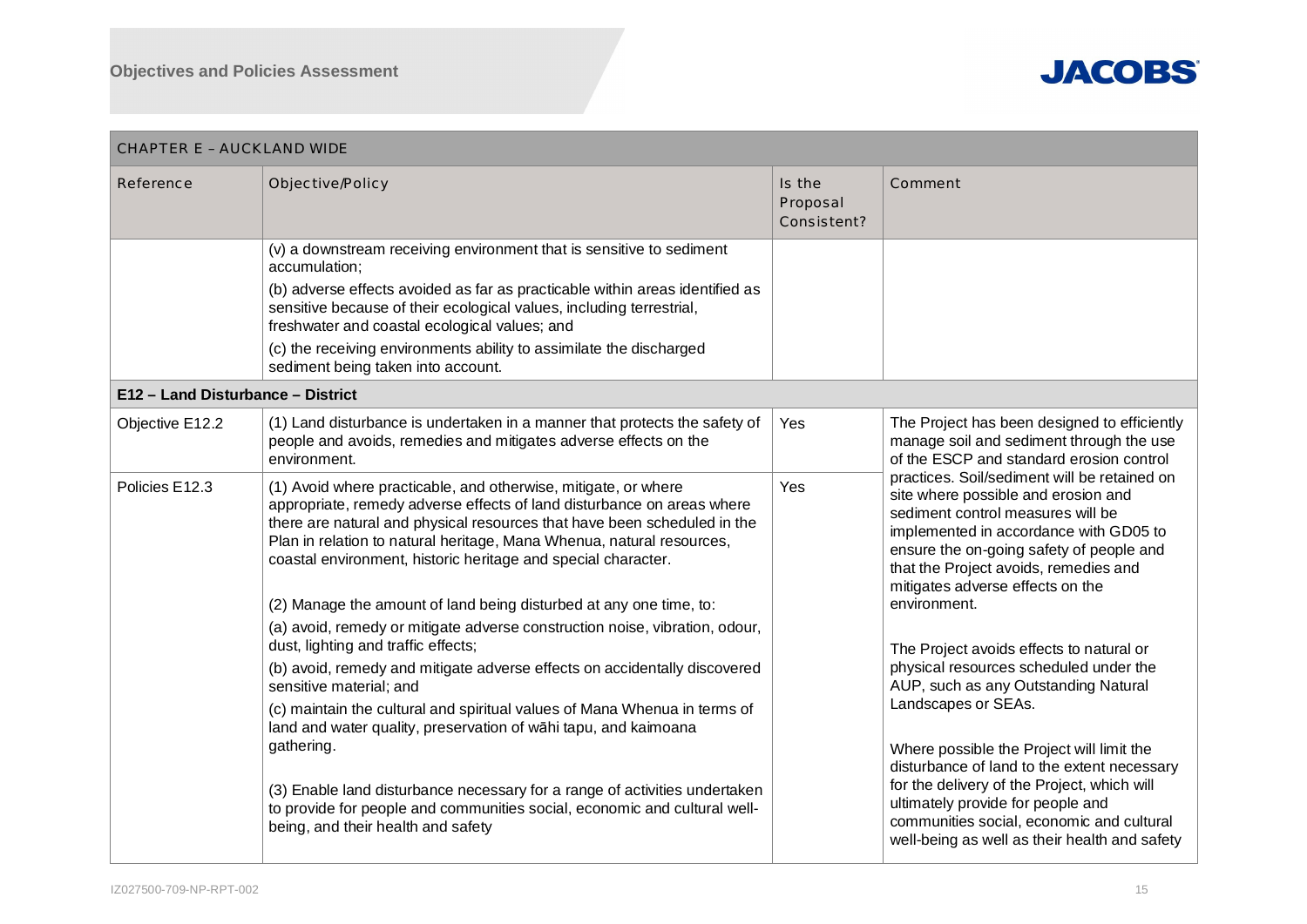| CHAPTER E – AUCKLAND WIDE | | | |
|---|---|---|---|
| **Reference** | **Objective/Policy** | **Is the Proposal Consistent?** | **Comment** |
| | (v) a downstream receiving environment that is sensitive to sediment accumulation;<br>(b) adverse effects avoided as far as practicable within areas identified as sensitive because of their ecological values, including terrestrial, freshwater and coastal ecological values; and<br>(c) the receiving environments ability to assimilate the discharged sediment being taken into account. | | |
| **E12 – Land Disturbance – District** | | | |
| Objective E12.2 | (1) Land disturbance is undertaken in a manner that protects the safety of people and avoids, remedies and mitigates adverse effects on the environment. | Yes | The Project has been designed to efficiently manage soil and sediment through the use of the ESCP and standard erosion control practices. Soil/sediment will be retained on site where possible and erosion and sediment control measures will be implemented in accordance with GD05 to ensure the on-going safety of people and that the Project avoids, remedies and mitigates adverse effects on the environment.<br><br>The Project avoids effects to natural or physical resources scheduled under the AUP, such as any Outstanding Natural Landscapes or SEAs.<br><br>Where possible the Project will limit the disturbance of land to the extent necessary for the delivery of the Project, which will ultimately provide for people and communities social, economic and cultural well-being as well as their health and safety |
| Policies E12.3 | (1) Avoid where practicable, and otherwise, mitigate, or where appropriate, remedy adverse effects of land disturbance on areas where there are natural and physical resources that have been scheduled in the Plan in relation to natural heritage, Mana Whenua, natural resources, coastal environment, historic heritage and special character.<br><br>(2) Manage the amount of land being disturbed at any one time, to:<br>(a) avoid, remedy or mitigate adverse construction noise, vibration, odour, dust, lighting and traffic effects;<br>(b) avoid, remedy and mitigate adverse effects on accidentally discovered sensitive material; and<br>(c) maintain the cultural and spiritual values of Mana Whenua in terms of land and water quality, preservation of wāhi tapu, and kaimoana gathering.<br><br>(3) Enable land disturbance necessary for a range of activities undertaken to provide for people and communities social, economic and cultural well-being, and their health and safety | Yes | |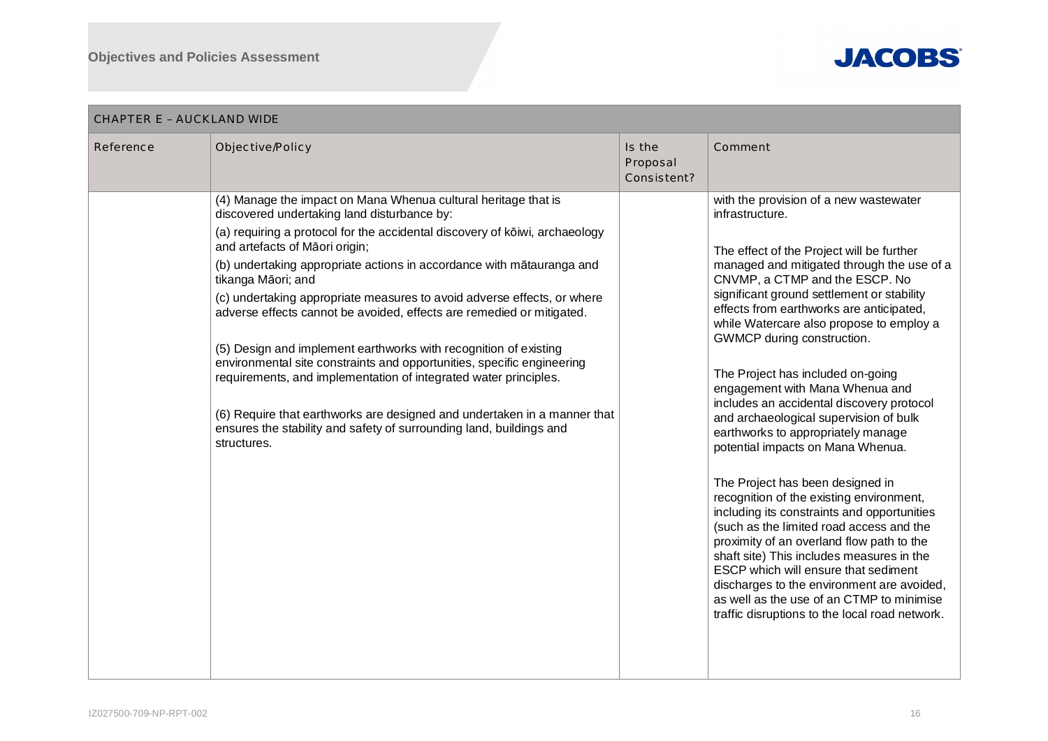| CHAPTER E – AUCKLAND WIDE | | | |
|---|---|---|---|
| Reference | Objective/Policy | Is the Proposal Consistent? | Comment |
| | (4) Manage the impact on Mana Whenua cultural heritage that is discovered undertaking land disturbance by:<br>(a) requiring a protocol for the accidental discovery of kōiwi, archaeology and artefacts of Māori origin;<br>(b) undertaking appropriate actions in accordance with mātauranga and tikanga Māori; and<br>(c) undertaking appropriate measures to avoid adverse effects, or where adverse effects cannot be avoided, effects are remedied or mitigated.<br><br>(5) Design and implement earthworks with recognition of existing environmental site constraints and opportunities, specific engineering requirements, and implementation of integrated water principles.<br><br>(6) Require that earthworks are designed and undertaken in a manner that ensures the stability and safety of surrounding land, buildings and structures. | | with the provision of a new wastewater infrastructure.<br><br>The effect of the Project will be further managed and mitigated through the use of a CNVMP, a CTMP and the ESCP. No significant ground settlement or stability effects from earthworks are anticipated, while Watercare also propose to employ a GWMCP during construction.<br><br>The Project has included on-going engagement with Mana Whenua and includes an accidental discovery protocol and archaeological supervision of bulk earthworks to appropriately manage potential impacts on Mana Whenua.<br><br>The Project has been designed in recognition of the existing environment, including its constraints and opportunities (such as the limited road access and the proximity of an overland flow path to the shaft site) This includes measures in the ESCP which will ensure that sediment discharges to the environment are avoided, as well as the use of an CTMP to minimise traffic disruptions to the local road network. |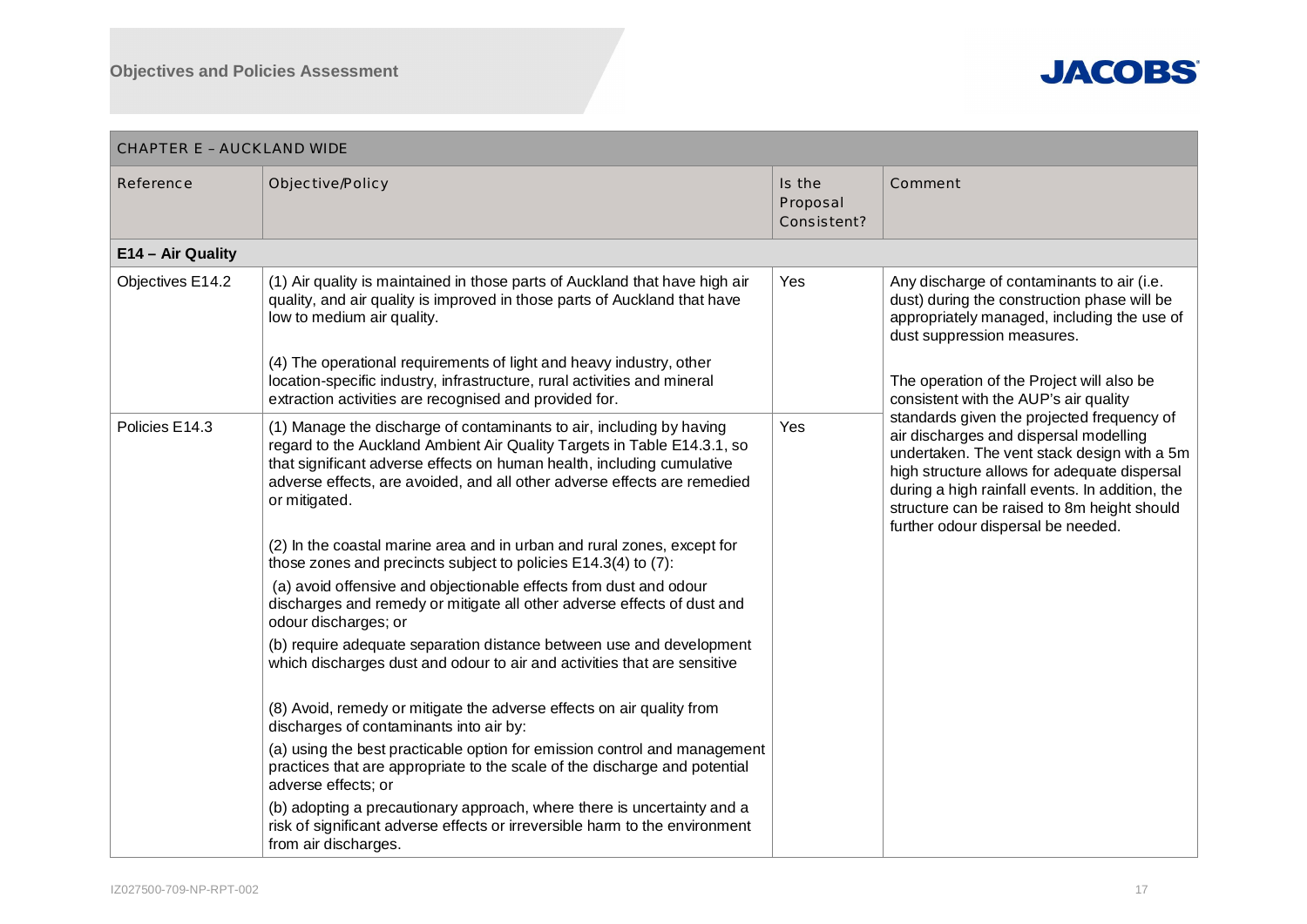| CHAPTER E – AUCKLAND WIDE | | | |
|---|---|---|---|
| Reference | Objective/Policy | Is the Proposal Consistent? | Comment |
| **E14 – Air Quality** | | | |
| Objectives E14.2 | (1) Air quality is maintained in those parts of Auckland that have high air quality, and air quality is improved in those parts of Auckland that have low to medium air quality.<br><br>(4) The operational requirements of light and heavy industry, other location-specific industry, infrastructure, rural activities and mineral extraction activities are recognised and provided for. | Yes | Any discharge of contaminants to air (i.e. dust) during the construction phase will be appropriately managed, including the use of dust suppression measures.<br><br>The operation of the Project will also be consistent with the AUP's air quality standards given the projected frequency of air discharges and dispersal modelling undertaken. The vent stack design with a 5m high structure allows for adequate dispersal during a high rainfall events. In addition, the structure can be raised to 8m height should further odour dispersal be needed. |
| Policies E14.3 | (1) Manage the discharge of contaminants to air, including by having regard to the Auckland Ambient Air Quality Targets in Table E14.3.1, so that significant adverse effects on human health, including cumulative adverse effects, are avoided, and all other adverse effects are remedied or mitigated.<br><br>(2) In the coastal marine area and in urban and rural zones, except for those zones and precincts subject to policies E14.3(4) to (7):<br><br>(a) avoid offensive and objectionable effects from dust and odour discharges and remedy or mitigate all other adverse effects of dust and odour discharges; or<br><br>(b) require adequate separation distance between use and development which discharges dust and odour to air and activities that are sensitive<br><br>(8) Avoid, remedy or mitigate the adverse effects on air quality from discharges of contaminants into air by:<br><br>(a) using the best practicable option for emission control and management practices that are appropriate to the scale of the discharge and potential adverse effects; or<br><br>(b) adopting a precautionary approach, where there is uncertainty and a risk of significant adverse effects or irreversible harm to the environment from air discharges. | Yes | |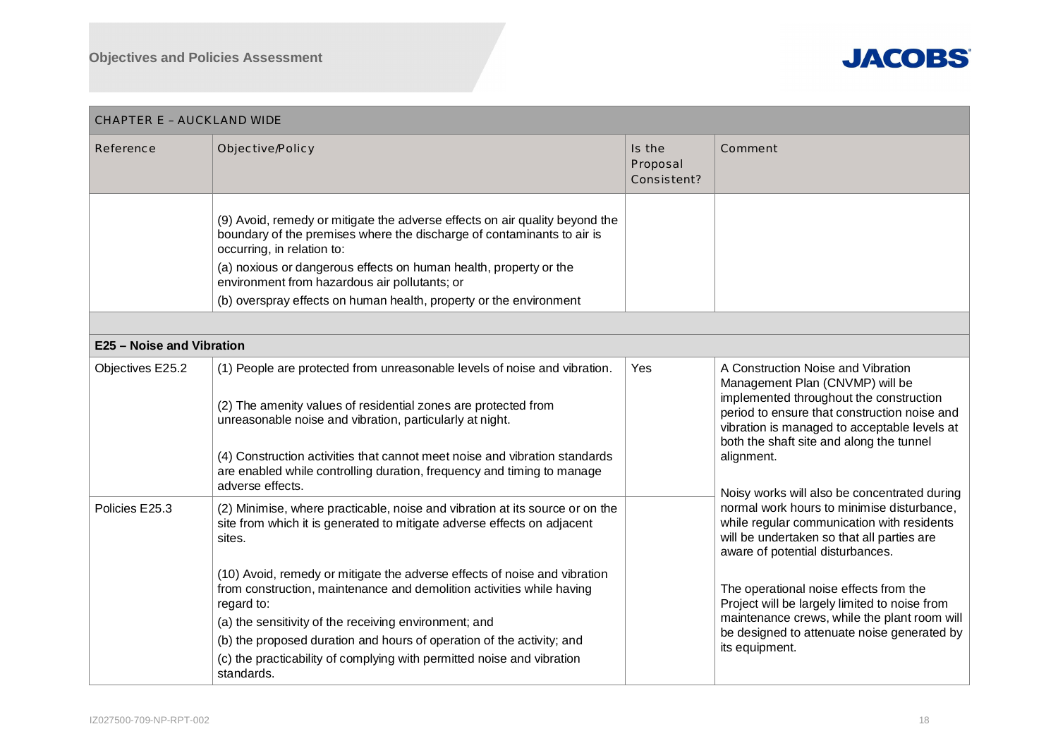| CHAPTER E – AUCKLAND WIDE | | | |
|---|---|---|---|
| Reference | Objective/Policy | Is the Proposal Consistent? | Comment |
| | (9) Avoid, remedy or mitigate the adverse effects on air quality beyond the boundary of the premises where the discharge of contaminants to air is occurring, in relation to:<br>(a) noxious or dangerous effects on human health, property or the environment from hazardous air pollutants; or<br>(b) overspray effects on human health, property or the environment | | |
| | | | |
| **E25 – Noise and Vibration** | | | |
| Objectives E25.2 | (1) People are protected from unreasonable levels of noise and vibration.<br><br>(2) The amenity values of residential zones are protected from unreasonable noise and vibration, particularly at night.<br><br>(4) Construction activities that cannot meet noise and vibration standards are enabled while controlling duration, frequency and timing to manage adverse effects. | Yes | A Construction Noise and Vibration Management Plan (CNVMP) will be implemented throughout the construction period to ensure that construction noise and vibration is managed to acceptable levels at both the shaft site and along the tunnel alignment.<br><br>Noisy works will also be concentrated during normal work hours to minimise disturbance, while regular communication with residents will be undertaken so that all parties are aware of potential disturbances.<br><br>The operational noise effects from the Project will be largely limited to noise from maintenance crews, while the plant room will be designed to attenuate noise generated by its equipment. |
| Policies E25.3 | (2) Minimise, where practicable, noise and vibration at its source or on the site from which it is generated to mitigate adverse effects on adjacent sites.<br><br>(10) Avoid, remedy or mitigate the adverse effects of noise and vibration from construction, maintenance and demolition activities while having regard to:<br>(a) the sensitivity of the receiving environment; and<br>(b) the proposed duration and hours of operation of the activity; and<br>(c) the practicability of complying with permitted noise and vibration standards. | | |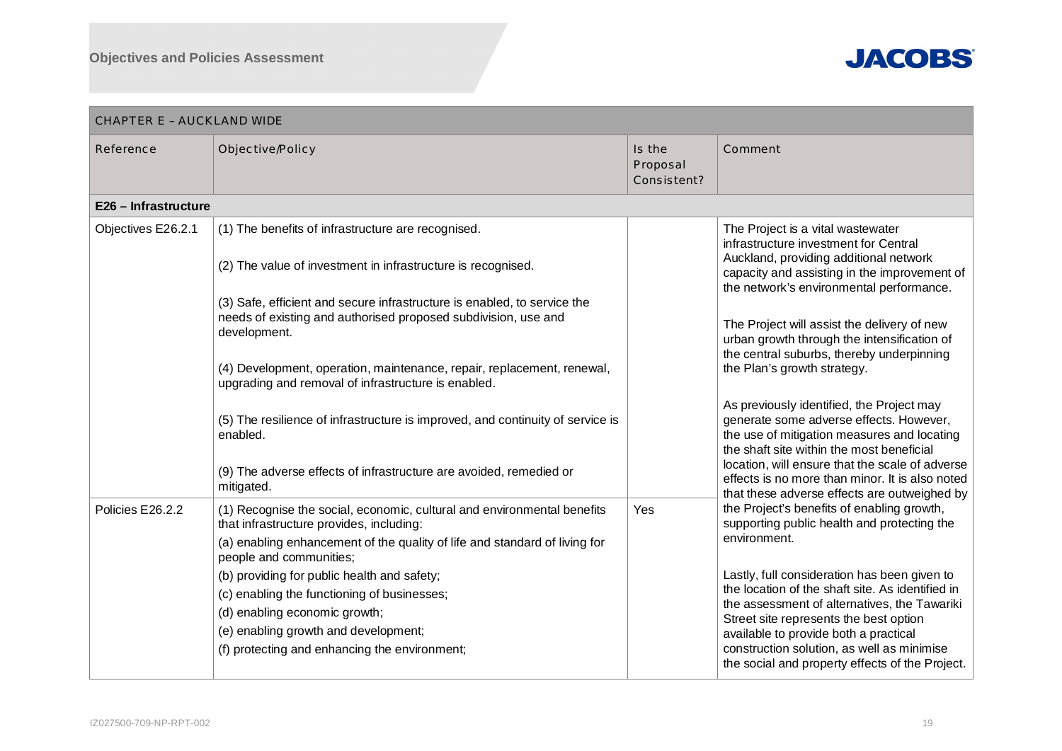| CHAPTER E – AUCKLAND WIDE | | | |
|---|---|---|---|
| Reference | Objective/Policy | Is the Proposal Consistent? | Comment |
| **E26 – Infrastructure** | | | |
| Objectives E26.2.1 | (1) The benefits of infrastructure are recognised.<br><br>(2) The value of investment in infrastructure is recognised.<br><br>(3) Safe, efficient and secure infrastructure is enabled, to service the needs of existing and authorised proposed subdivision, use and development.<br><br>(4) Development, operation, maintenance, repair, replacement, renewal, upgrading and removal of infrastructure is enabled.<br><br>(5) The resilience of infrastructure is improved, and continuity of service is enabled.<br><br>(9) The adverse effects of infrastructure are avoided, remedied or mitigated. | | The Project is a vital wastewater infrastructure investment for Central Auckland, providing additional network capacity and assisting in the improvement of the network's environmental performance.<br><br>The Project will assist the delivery of new urban growth through the intensification of the central suburbs, thereby underpinning the Plan's growth strategy.<br><br>As previously identified, the Project may generate some adverse effects. However, the use of mitigation measures and locating the shaft site within the most beneficial location, will ensure that the scale of adverse effects is no more than minor. It is also noted that these adverse effects are outweighed by the Project's benefits of enabling growth, supporting public health and protecting the environment.<br><br>Lastly, full consideration has been given to the location of the shaft site. As identified in the assessment of alternatives, the Tawariki Street site represents the best option available to provide both a practical construction solution, as well as minimise the social and property effects of the Project. |
| Policies E26.2.2 | (1) Recognise the social, economic, cultural and environmental benefits that infrastructure provides, including:<br>(a) enabling enhancement of the quality of life and standard of living for people and communities;<br>(b) providing for public health and safety;<br>(c) enabling the functioning of businesses;<br>(d) enabling economic growth;<br>(e) enabling growth and development;<br>(f) protecting and enhancing the environment; | Yes | |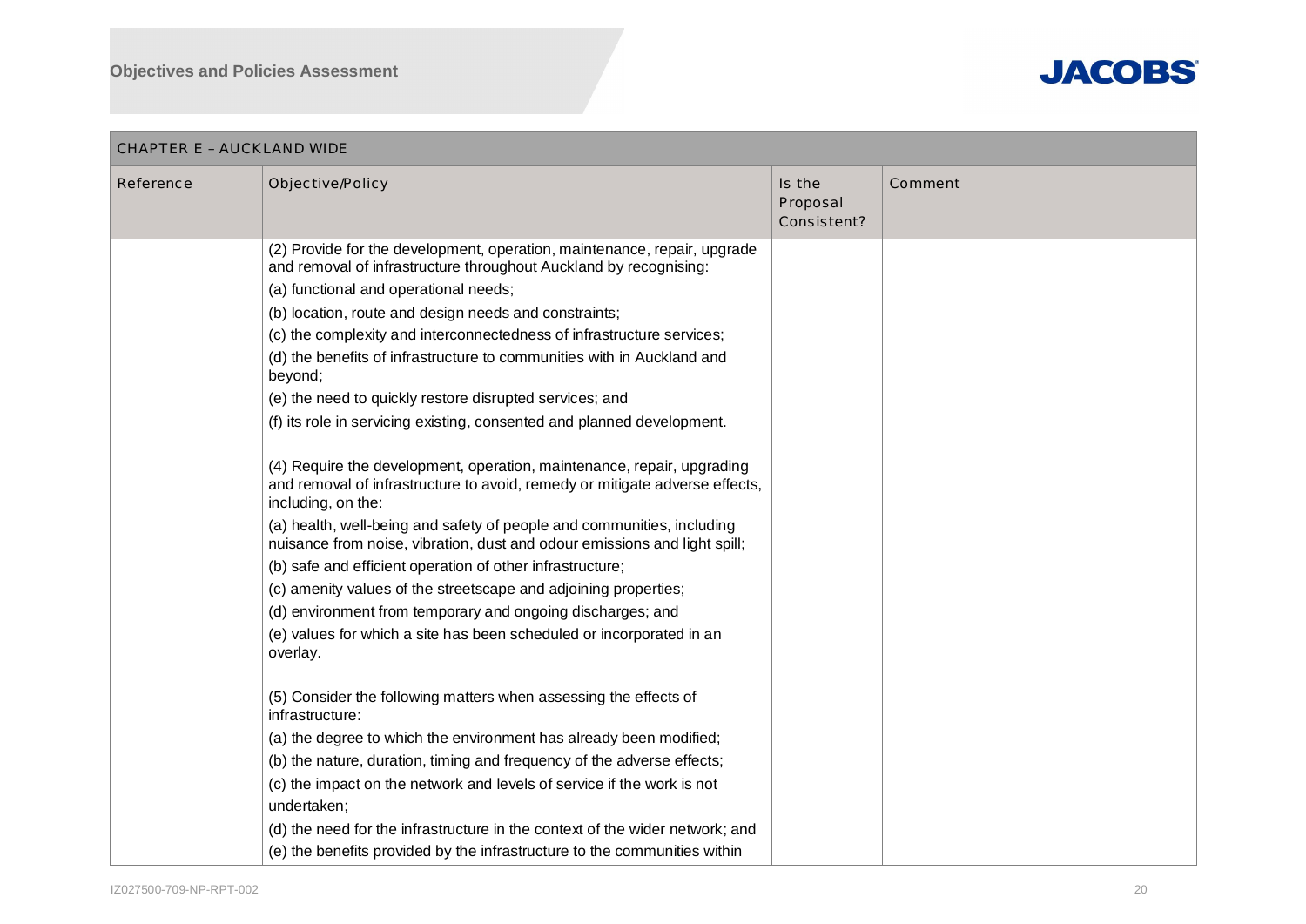| CHAPTER E – AUCKLAND WIDE | | | |
|---|---|---|---|
| Reference | Objective/Policy | Is the Proposal Consistent? | Comment |
| | (2) Provide for the development, operation, maintenance, repair, upgrade and removal of infrastructure throughout Auckland by recognising:<br>(a) functional and operational needs;<br>(b) location, route and design needs and constraints;<br>(c) the complexity and interconnectedness of infrastructure services;<br>(d) the benefits of infrastructure to communities with in Auckland and beyond;<br>(e) the need to quickly restore disrupted services; and<br>(f) its role in servicing existing, consented and planned development.<br><br>(4) Require the development, operation, maintenance, repair, upgrading and removal of infrastructure to avoid, remedy or mitigate adverse effects, including, on the:<br>(a) health, well-being and safety of people and communities, including nuisance from noise, vibration, dust and odour emissions and light spill;<br>(b) safe and efficient operation of other infrastructure;<br>(c) amenity values of the streetscape and adjoining properties;<br>(d) environment from temporary and ongoing discharges; and<br>(e) values for which a site has been scheduled or incorporated in an overlay.<br><br>(5) Consider the following matters when assessing the effects of infrastructure:<br>(a) the degree to which the environment has already been modified;<br>(b) the nature, duration, timing and frequency of the adverse effects;<br>(c) the impact on the network and levels of service if the work is not undertaken;<br>(d) the need for the infrastructure in the context of the wider network; and<br>(e) the benefits provided by the infrastructure to the communities within | | |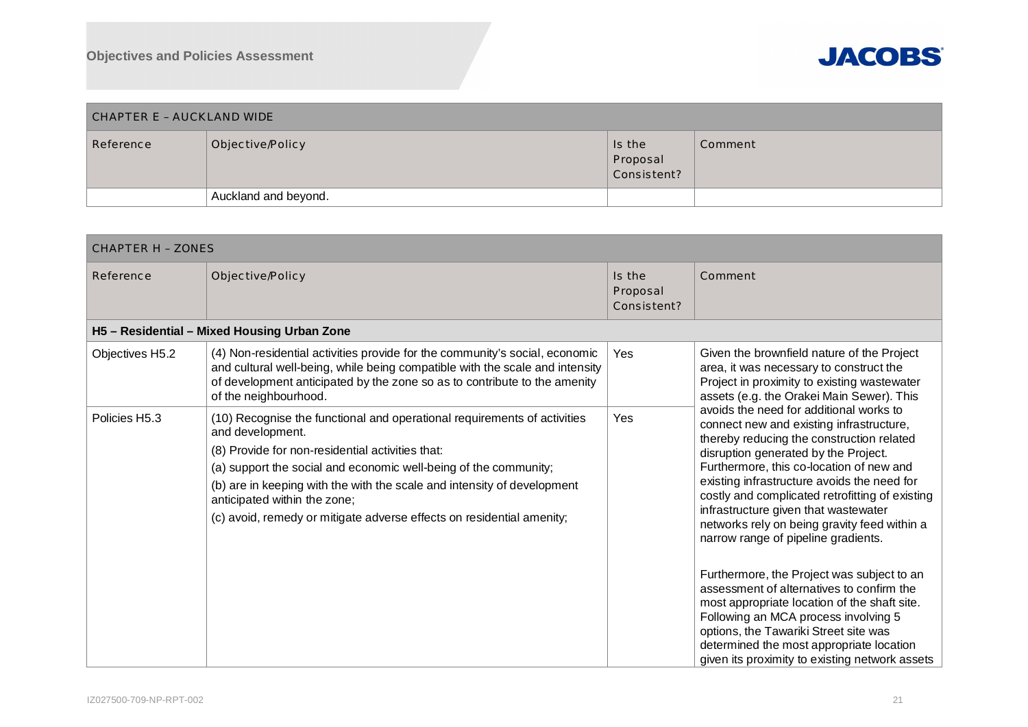| CHAPTER E – AUCKLAND WIDE | | | |
|---|---|---|---|
| Reference | Objective/Policy | Is the Proposal Consistent? | Comment |
| | Auckland and beyond. | | |

| CHAPTER H – ZONES | | | |
|---|---|---|---|
| Reference | Objective/Policy | Is the Proposal Consistent? | Comment |
| **H5 – Residential – Mixed Housing Urban Zone** | | | |
| Objectives H5.2 | (4) Non-residential activities provide for the community's social, economic and cultural well-being, while being compatible with the scale and intensity of development anticipated by the zone so as to contribute to the amenity of the neighbourhood. | Yes | Given the brownfield nature of the Project area, it was necessary to construct the Project in proximity to existing wastewater assets (e.g. the Orakei Main Sewer). This avoids the need for additional works to connect new and existing infrastructure, thereby reducing the construction related disruption generated by the Project. Furthermore, this co-location of new and existing infrastructure avoids the need for costly and complicated retrofitting of existing infrastructure given that wastewater networks rely on being gravity feed within a narrow range of pipeline gradients.<br><br>Furthermore, the Project was subject to an assessment of alternatives to confirm the most appropriate location of the shaft site. Following an MCA process involving 5 options, the Tawariki Street site was determined the most appropriate location given its proximity to existing network assets |
| Policies H5.3 | (10) Recognise the functional and operational requirements of activities and development.<br>(8) Provide for non-residential activities that:<br>(a) support the social and economic well-being of the community;<br>(b) are in keeping with the with the scale and intensity of development anticipated within the zone;<br>(c) avoid, remedy or mitigate adverse effects on residential amenity; | Yes | |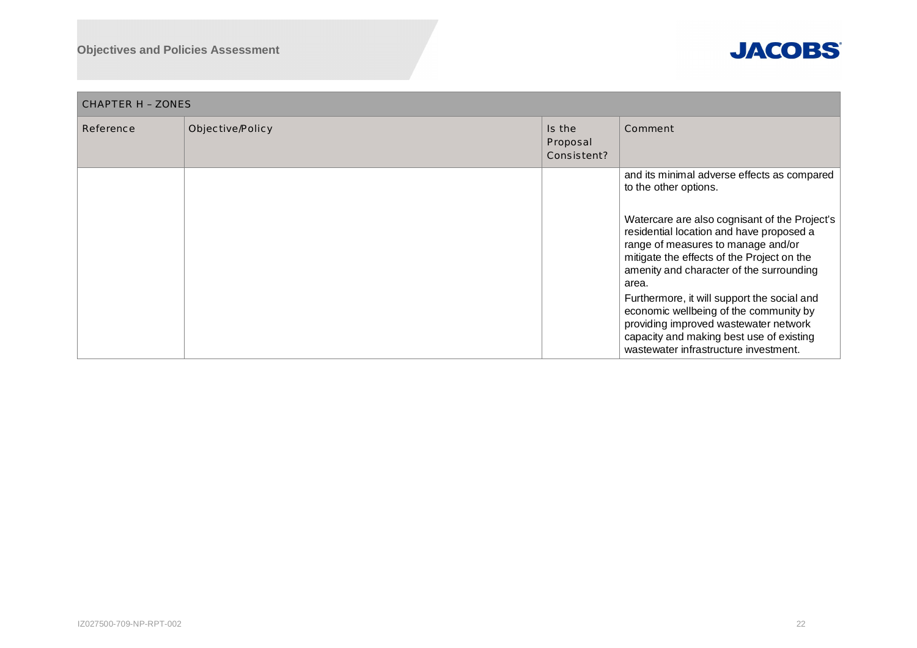| CHAPTER H – ZONES | | | |
|---|---|---|---|
| Reference | Objective/Policy | Is the Proposal Consistent? | Comment |
| | | | and its minimal adverse effects as compared to the other options.<br><br>Watercare are also cognisant of the Project's residential location and have proposed a range of measures to manage and/or mitigate the effects of the Project on the amenity and character of the surrounding area.<br><br>Furthermore, it will support the social and economic wellbeing of the community by providing improved wastewater network capacity and making best use of existing wastewater infrastructure investment. |